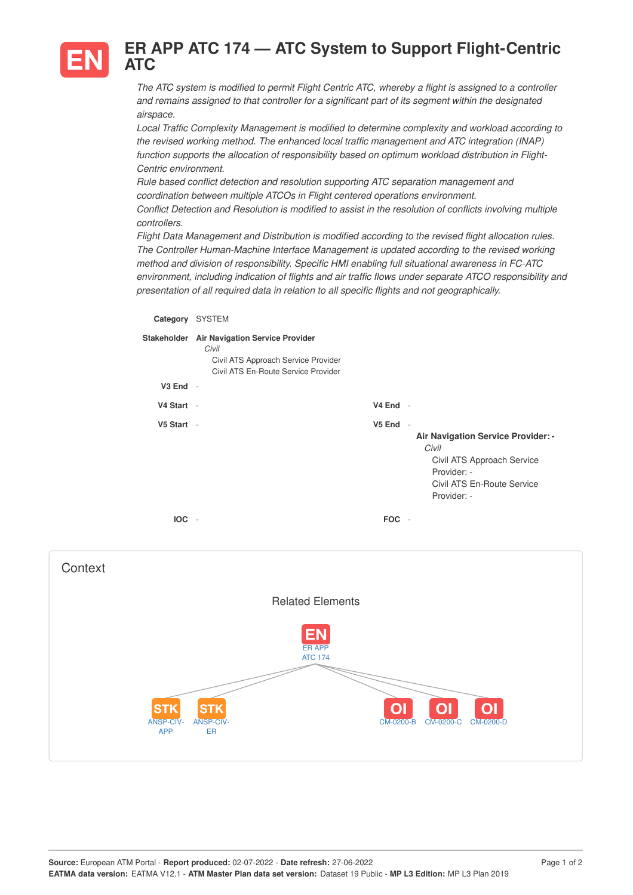# EN ER APP ATC 174 — ATC System to Support Flight-Centric ATC

*The ATC system is modified to permit Flight Centric ATC, whereby a flight is assigned to a controller and remains assigned to that controller for a significant part of its segment within the designated airspace.*
*Local Traffic Complexity Management is modified to determine complexity and workload according to the revised working method. The enhanced local traffic management and ATC integration (INAP) function supports the allocation of responsibility based on optimum workload distribution in Flight-Centric environment.*
*Rule based conflict detection and resolution supporting ATC separation management and coordination between multiple ATCOs in Flight centered operations environment.*
*Conflict Detection and Resolution is modified to assist in the resolution of conflicts involving multiple controllers.*
*Flight Data Management and Distribution is modified according to the revised flight allocation rules.*
*The Controller Human-Machine Interface Management is updated according to the revised working method and division of responsibility. Specific HMI enabling full situational awareness in FC-ATC environment, including indication of flights and air traffic flows under separate ATCO responsibility and presentation of all required data in relation to all specific flights and not geographically.*

**Category** SYSTEM

**Stakeholder** **Air Navigation Service Provider**
*Civil*
Civil ATS Approach Service Provider
Civil ATS En-Route Service Provider

**V3 End** -

**V4 Start** - **V4 End** -

**V5 Start** - **V5 End** -

**Air Navigation Service Provider: -**
*Civil*
Civil ATS Approach Service Provider: -
Civil ATS En-Route Service Provider: -

**IOC** - **FOC** -

## Context

### Related Elements

- EN: ER APP ATC 174
  - STK: ANSP-CIV-APP
  - STK: ANSP-CIV-ER
  - OI: CM-0200-B
  - OI: CM-0200-C
  - OI: CM-0200-D

**Source:** European ATM Portal - **Report produced:** 02-07-2022 - **Date refresh:** 27-06-2022
**EATMA data version:** EATMA V12.1 - **ATM Master Plan data set version:** Dataset 19 Public - **MP L3 Edition:** MP L3 Plan 2019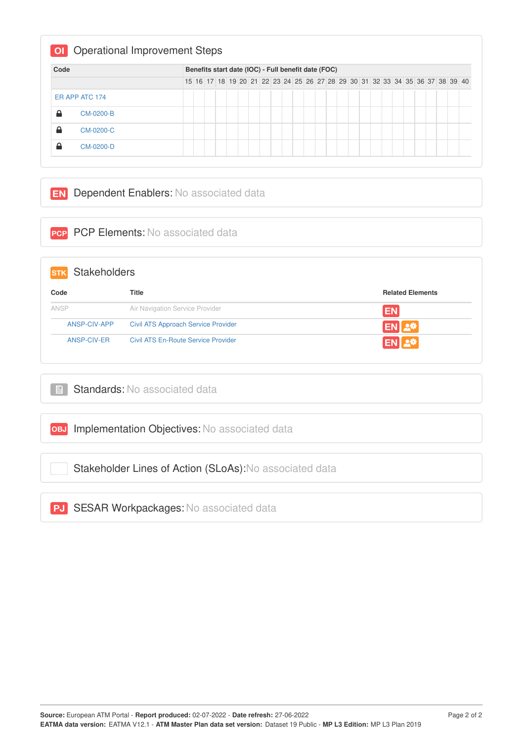## OI Operational Improvement Steps

| Code | Benefits start date (IOC) - Full benefit date (FOC) | | | | | | | | | | | | | | | | | | | | | | | | | |
|---|---|---|---|---|---|---|---|---|---|---|---|---|---|---|---|---|---|---|---|---|---|---|---|---|---|---|
| | 15 | 16 | 17 | 18 | 19 | 20 | 21 | 22 | 23 | 24 | 25 | 26 | 27 | 28 | 29 | 30 | 31 | 32 | 33 | 34 | 35 | 36 | 37 | 38 | 39 | 40 |
| ER APP ATC 174 | | | | | | | | | | | | | | | | | | | | | | | | | | |
| CM-0200-B | | | | | | | | | | | | | | | | | | | | | | | | | | |
| CM-0200-C | | | | | | | | | | | | | | | | | | | | | | | | | | |
| CM-0200-D | | | | | | | | | | | | | | | | | | | | | | | | | | |

## EN Dependent Enablers: No associated data

## PCP PCP Elements: No associated data

## STK Stakeholders

| Code | Title | Related Elements |
|---|---|---|
| ANSP | Air Navigation Service Provider | EN |
| ANSP-CIV-APP | Civil ATS Approach Service Provider | EN |
| ANSP-CIV-ER | Civil ATS En-Route Service Provider | EN |

## Standards: No associated data

## OBJ Implementation Objectives: No associated data

## Stakeholder Lines of Action (SLoAs): No associated data

## PJ SESAR Workpackages: No associated data

**Source:** European ATM Portal - **Report produced:** 02-07-2022 - **Date refresh:** 27-06-2022
**EATMA data version:** EATMA V12.1 - **ATM Master Plan data set version:** Dataset 19 Public - **MP L3 Edition:** MP L3 Plan 2019